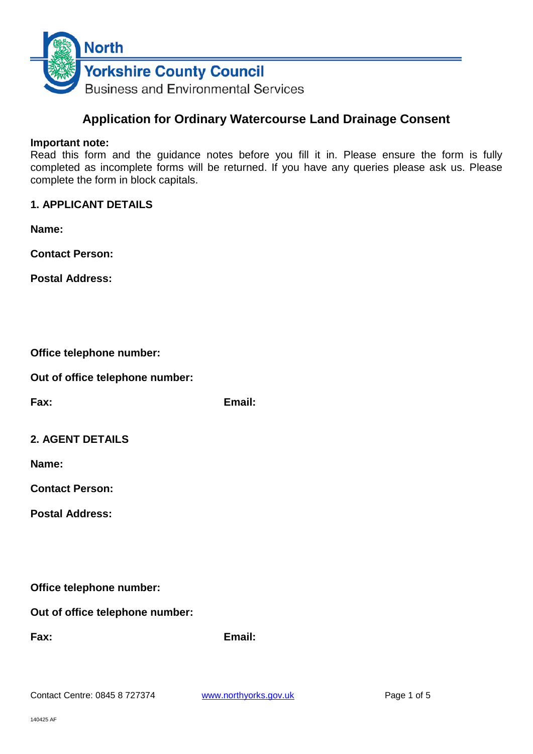North Yorkshire County Council
Business and Environmental Services

# Application for Ordinary Watercourse Land Drainage Consent

**Important note:**
Read this form and the guidance notes before you fill it in. Please ensure the form is fully completed as incomplete forms will be returned. If you have any queries please ask us. Please complete the form in block capitals.

## 1. APPLICANT DETAILS

**Name:**

**Contact Person:**

**Postal Address:**

**Office telephone number:**

**Out of office telephone number:**

**Fax:** **Email:**

## 2. AGENT DETAILS

**Name:**

**Contact Person:**

**Postal Address:**

**Office telephone number:**

**Out of office telephone number:**

**Fax:** **Email:**

Contact Centre: 0845 8 727374 www.northyorks.gov.uk

140425 AF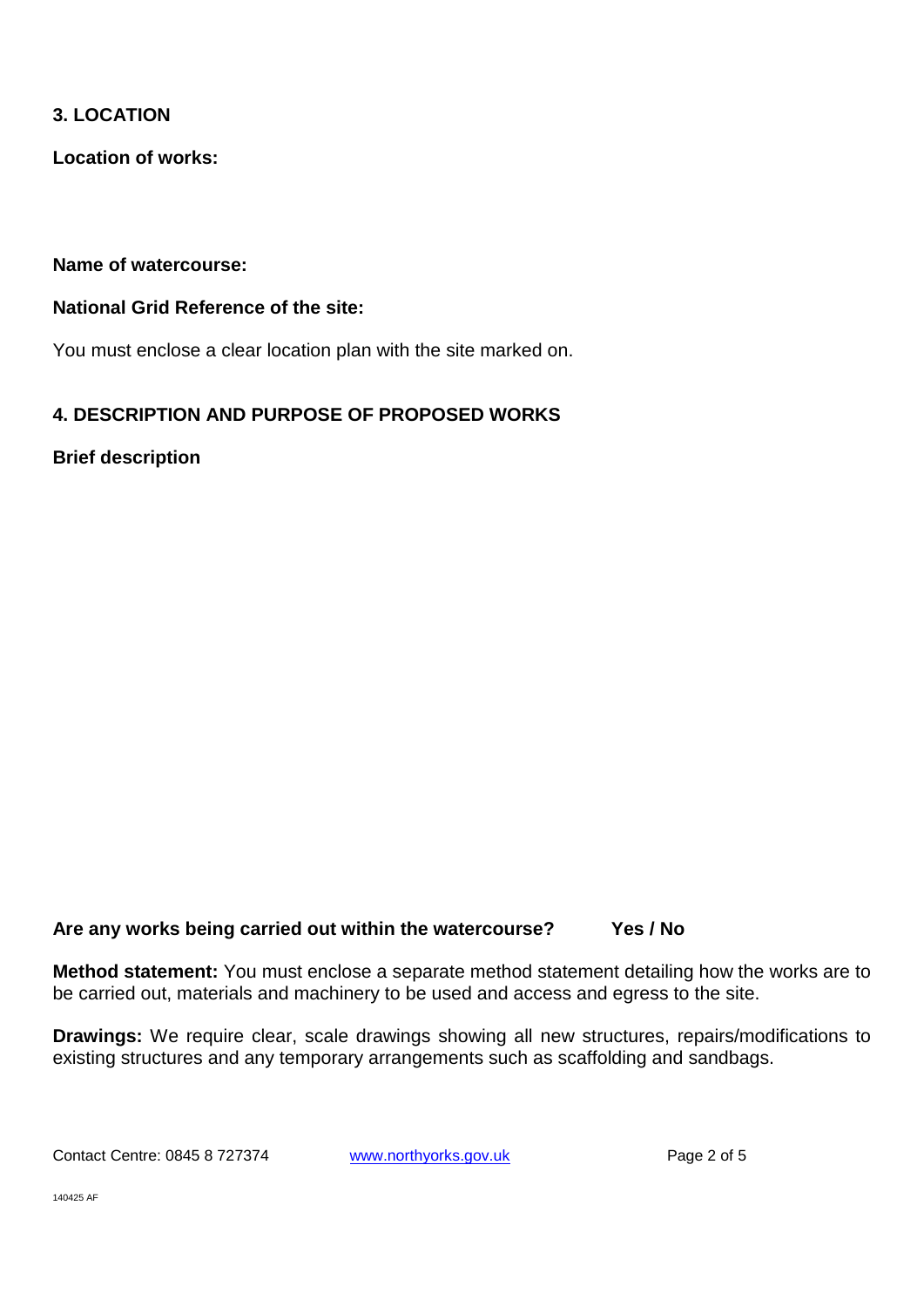## 3. LOCATION

**Location of works:**

**Name of watercourse:**

**National Grid Reference of the site:**

You must enclose a clear location plan with the site marked on.

## 4. DESCRIPTION AND PURPOSE OF PROPOSED WORKS

**Brief description**

**Are any works being carried out within the watercourse? Yes / No**

**Method statement:** You must enclose a separate method statement detailing how the works are to be carried out, materials and machinery to be used and access and egress to the site.

**Drawings:** We require clear, scale drawings showing all new structures, repairs/modifications to existing structures and any temporary arrangements such as scaffolding and sandbags.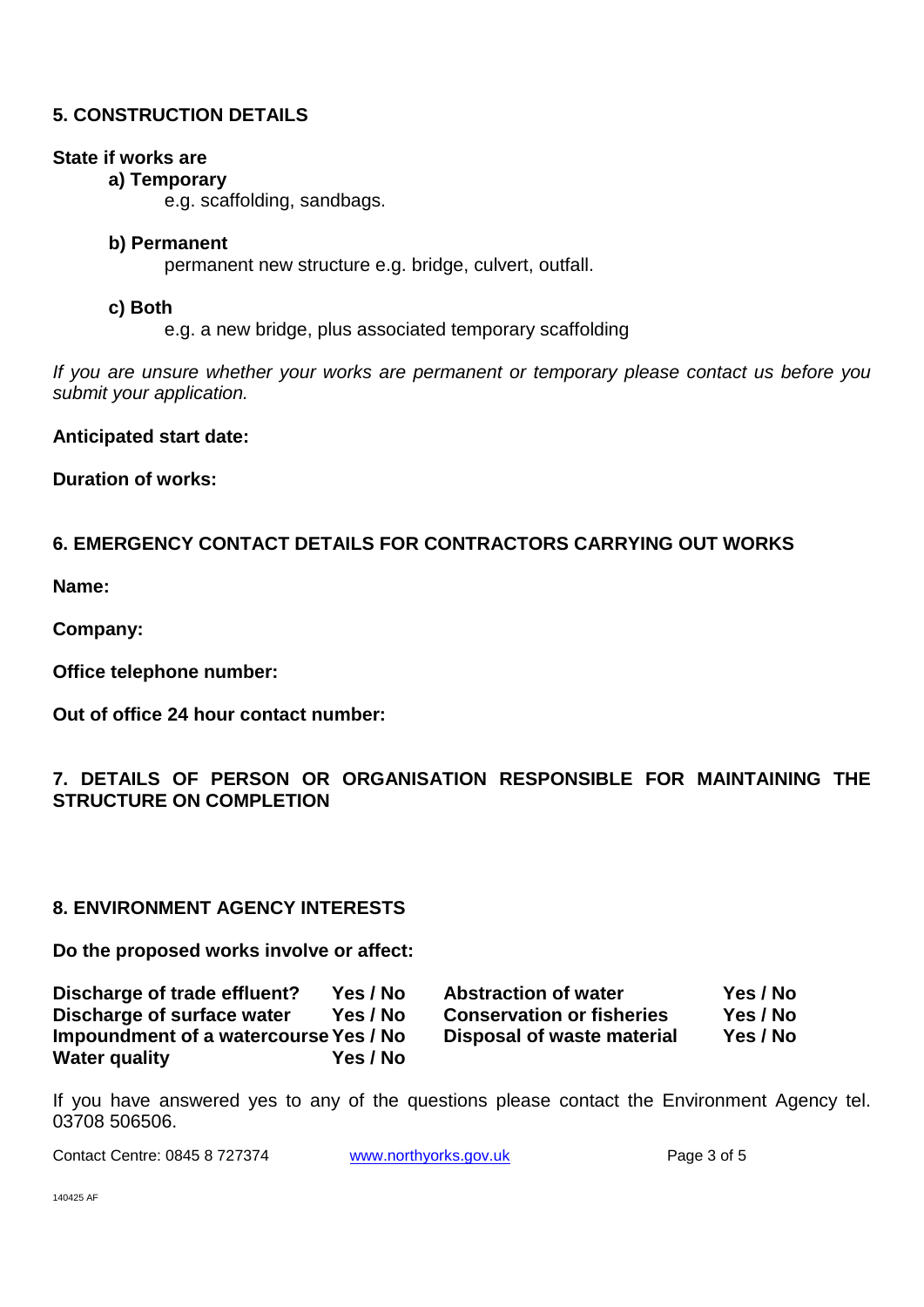## 5. CONSTRUCTION DETAILS

**State if works are**

**a) Temporary**
e.g. scaffolding, sandbags.

**b) Permanent**
permanent new structure e.g. bridge, culvert, outfall.

**c) Both**
e.g. a new bridge, plus associated temporary scaffolding

*If you are unsure whether your works are permanent or temporary please contact us before you submit your application.*

**Anticipated start date:**

**Duration of works:**

## 6. EMERGENCY CONTACT DETAILS FOR CONTRACTORS CARRYING OUT WORKS

**Name:**

**Company:**

**Office telephone number:**

**Out of office 24 hour contact number:**

## 7. DETAILS OF PERSON OR ORGANISATION RESPONSIBLE FOR MAINTAINING THE STRUCTURE ON COMPLETION

## 8. ENVIRONMENT AGENCY INTERESTS

**Do the proposed works involve or affect:**

| | | | |
|---|---|---|---|
| **Discharge of trade effluent?** | **Yes / No** | **Abstraction of water** | **Yes / No** |
| **Discharge of surface water** | **Yes / No** | **Conservation or fisheries** | **Yes / No** |
| **Impoundment of a watercourse** | **Yes / No** | **Disposal of waste material** | **Yes / No** |
| **Water quality** | **Yes / No** | | |

If you have answered yes to any of the questions please contact the Environment Agency tel. 03708 506506.

Contact Centre: 0845 8 727374 www.northyorks.gov.uk

140425 AF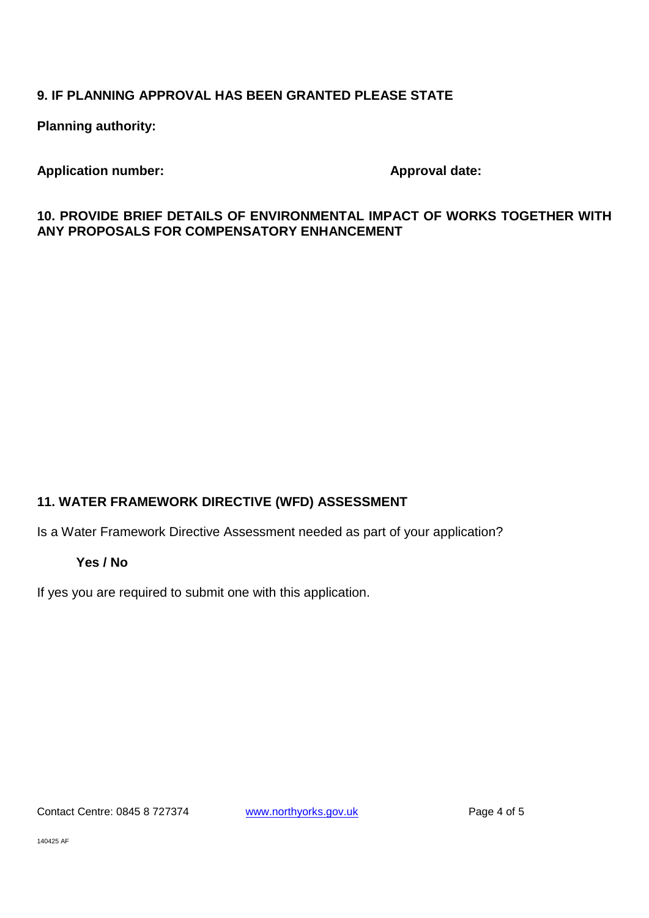## 9. IF PLANNING APPROVAL HAS BEEN GRANTED PLEASE STATE

**Planning authority:**

**Application number:** **Approval date:**

## 10. PROVIDE BRIEF DETAILS OF ENVIRONMENTAL IMPACT OF WORKS TOGETHER WITH ANY PROPOSALS FOR COMPENSATORY ENHANCEMENT

## 11. WATER FRAMEWORK DIRECTIVE (WFD) ASSESSMENT

Is a Water Framework Directive Assessment needed as part of your application?

**Yes / No**

If yes you are required to submit one with this application.

Contact Centre: 0845 8 727374 www.northyorks.gov.uk

140425 AF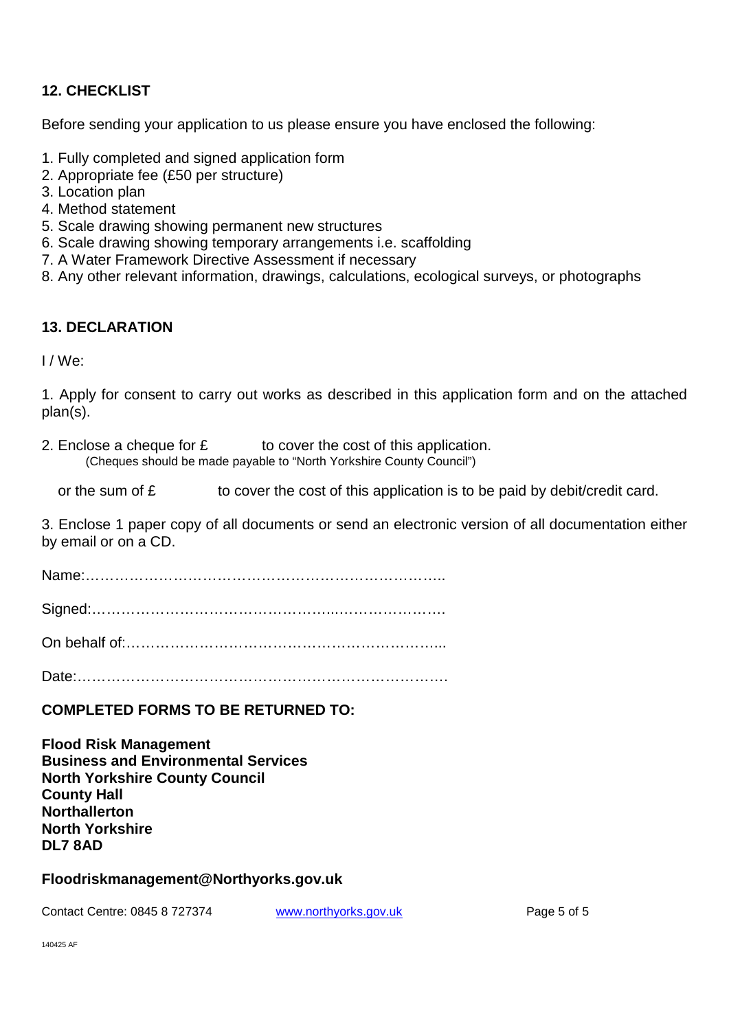## 12. CHECKLIST

Before sending your application to us please ensure you have enclosed the following:

1. Fully completed and signed application form
2. Appropriate fee (£50 per structure)
3. Location plan
4. Method statement
5. Scale drawing showing permanent new structures
6. Scale drawing showing temporary arrangements i.e. scaffolding
7. A Water Framework Directive Assessment if necessary
8. Any other relevant information, drawings, calculations, ecological surveys, or photographs

## 13. DECLARATION

I / We:

1. Apply for consent to carry out works as described in this application form and on the attached plan(s).

2. Enclose a cheque for £          to cover the cost of this application.
   (Cheques should be made payable to "North Yorkshire County Council")

   or the sum of £          to cover the cost of this application is to be paid by debit/credit card.

3. Enclose 1 paper copy of all documents or send an electronic version of all documentation either by email or on a CD.

Name:…………………………………………………………………..

Signed:………………………………………………..………………….

On behalf of:……………………………………………………………...

Date:……………………………………………………………………….

**COMPLETED FORMS TO BE RETURNED TO:**

**Flood Risk Management**
**Business and Environmental Services**
**North Yorkshire County Council**
**County Hall**
**Northallerton**
**North Yorkshire**
**DL7 8AD**

**Floodriskmanagement@Northyorks.gov.uk**

Contact Centre: 0845 8 727374 www.northyorks.gov.uk

140425 AF